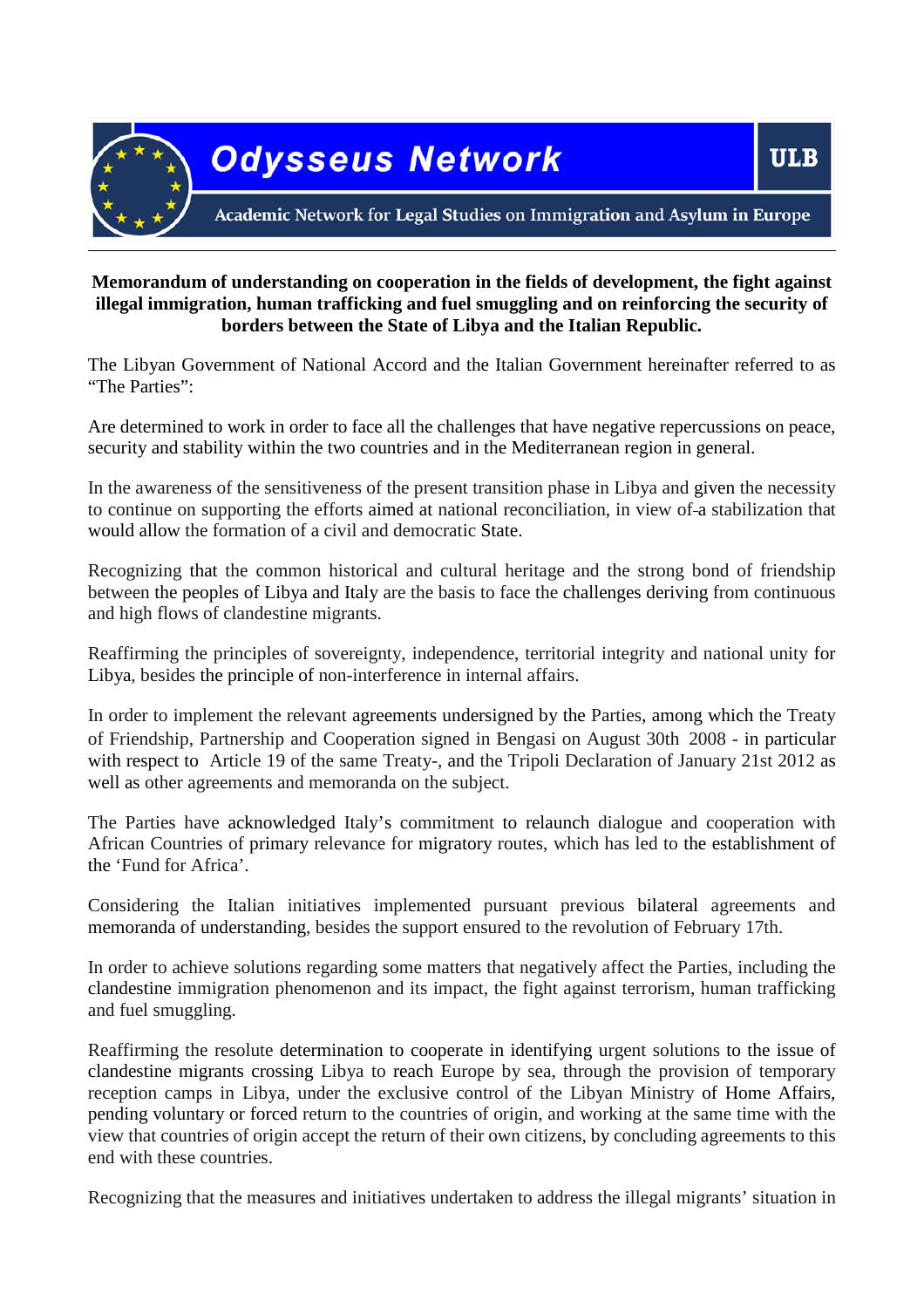**Memorandum of understanding on cooperation in the fields of development, the fight against illegal immigration, human trafficking and fuel smuggling and on reinforcing the security of borders between the State of Libya and the Italian Republic.**

The Libyan Government of National Accord and the Italian Government hereinafter referred to as "The Parties":

Are determined to work in order to face all the challenges that have negative repercussions on peace, security and stability within the two countries and in the Mediterranean region in general.

In the awareness of the sensitiveness of the present transition phase in Libya and given the necessity to continue on supporting the efforts aimed at national reconciliation, in view of a stabilization that would allow the formation of a civil and democratic State.

Recognizing that the common historical and cultural heritage and the strong bond of friendship between the peoples of Libya and Italy are the basis to face the challenges deriving from continuous and high flows of clandestine migrants.

Reaffirming the principles of sovereignty, independence, territorial integrity and national unity for Libya, besides the principle of non-interference in internal affairs.

In order to implement the relevant agreements undersigned by the Parties, among which the Treaty of Friendship, Partnership and Cooperation signed in Bengasi on August 30th 2008 - in particular with respect to Article 19 of the same Treaty-, and the Tripoli Declaration of January 21st 2012 as well as other agreements and memoranda on the subject.

The Parties have acknowledged Italy's commitment to relaunch dialogue and cooperation with African Countries of primary relevance for migratory routes, which has led to the establishment of the 'Fund for Africa'.

Considering the Italian initiatives implemented pursuant previous bilateral agreements and memoranda of understanding, besides the support ensured to the revolution of February 17th.

In order to achieve solutions regarding some matters that negatively affect the Parties, including the clandestine immigration phenomenon and its impact, the fight against terrorism, human trafficking and fuel smuggling.

Reaffirming the resolute determination to cooperate in identifying urgent solutions to the issue of clandestine migrants crossing Libya to reach Europe by sea, through the provision of temporary reception camps in Libya, under the exclusive control of the Libyan Ministry of Home Affairs, pending voluntary or forced return to the countries of origin, and working at the same time with the view that countries of origin accept the return of their own citizens, by concluding agreements to this end with these countries.

Recognizing that the measures and initiatives undertaken to address the illegal migrants' situation in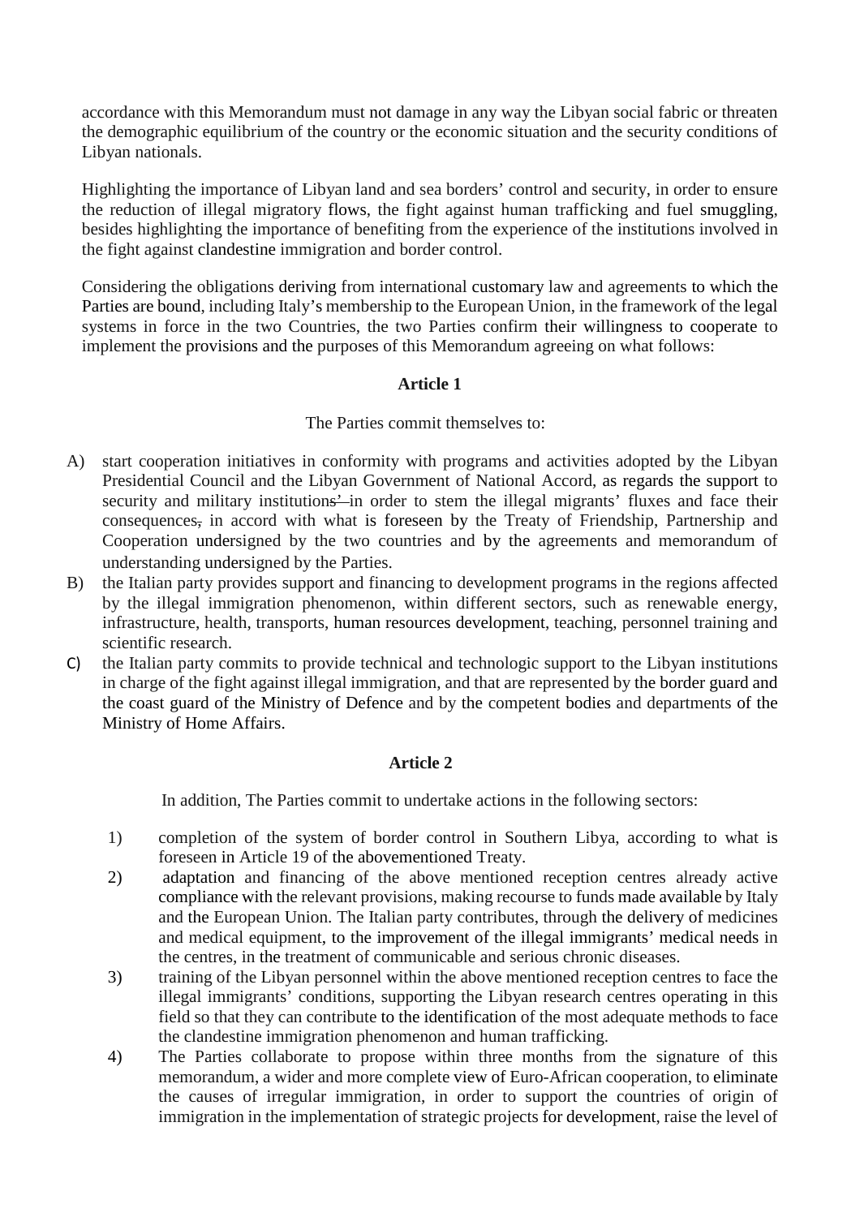accordance with this Memorandum must not damage in any way the Libyan social fabric or threaten the demographic equilibrium of the country or the economic situation and the security conditions of Libyan nationals.

Highlighting the importance of Libyan land and sea borders' control and security, in order to ensure the reduction of illegal migratory flows, the fight against human trafficking and fuel smuggling, besides highlighting the importance of benefiting from the experience of the institutions involved in the fight against clandestine immigration and border control.

Considering the obligations deriving from international customary law and agreements to which the Parties are bound, including Italy's membership to the European Union, in the framework of the legal systems in force in the two Countries, the two Parties confirm their willingness to cooperate to implement the provisions and the purposes of this Memorandum agreeing on what follows:

**Article 1**

The Parties commit themselves to:

A) start cooperation initiatives in conformity with programs and activities adopted by the Libyan Presidential Council and the Libyan Government of National Accord, as regards the support to security and military institutions' in order to stem the illegal migrants' fluxes and face their consequences, in accord with what is foreseen by the Treaty of Friendship, Partnership and Cooperation undersigned by the two countries and by the agreements and memorandum of understanding undersigned by the Parties.

B) the Italian party provides support and financing to development programs in the regions affected by the illegal immigration phenomenon, within different sectors, such as renewable energy, infrastructure, health, transports, human resources development, teaching, personnel training and scientific research.

C) the Italian party commits to provide technical and technologic support to the Libyan institutions in charge of the fight against illegal immigration, and that are represented by the border guard and the coast guard of the Ministry of Defence and by the competent bodies and departments of the Ministry of Home Affairs.

**Article 2**

In addition, The Parties commit to undertake actions in the following sectors:

1) completion of the system of border control in Southern Libya, according to what is foreseen in Article 19 of the abovementioned Treaty.
2) adaptation and financing of the above mentioned reception centres already active compliance with the relevant provisions, making recourse to funds made available by Italy and the European Union. The Italian party contributes, through the delivery of medicines and medical equipment, to the improvement of the illegal immigrants' medical needs in the centres, in the treatment of communicable and serious chronic diseases.
3) training of the Libyan personnel within the above mentioned reception centres to face the illegal immigrants' conditions, supporting the Libyan research centres operating in this field so that they can contribute to the identification of the most adequate methods to face the clandestine immigration phenomenon and human trafficking.
4) The Parties collaborate to propose within three months from the signature of this memorandum, a wider and more complete view of Euro-African cooperation, to eliminate the causes of irregular immigration, in order to support the countries of origin of immigration in the implementation of strategic projects for development, raise the level of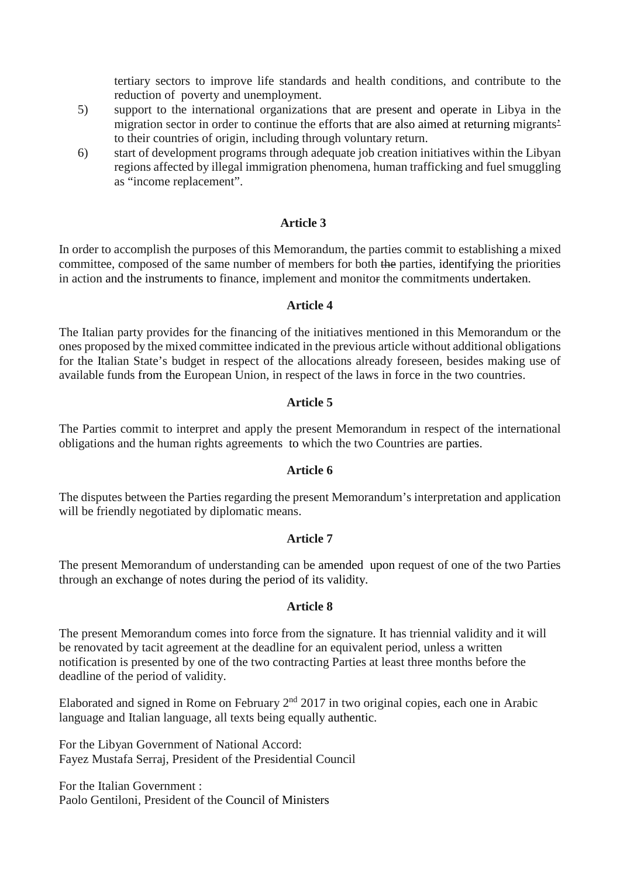tertiary sectors to improve life standards and health conditions, and contribute to the reduction of poverty and unemployment.

5) support to the international organizations that are present and operate in Libya in the migration sector in order to continue the efforts that are also aimed at returning migrants' to their countries of origin, including through voluntary return.
6) start of development programs through adequate job creation initiatives within the Libyan regions affected by illegal immigration phenomena, human trafficking and fuel smuggling as "income replacement".

**Article 3**

In order to accomplish the purposes of this Memorandum, the parties commit to establishing a mixed committee, composed of the same number of members for both the parties, identifying the priorities in action and the instruments to finance, implement and monitor the commitments undertaken.

**Article 4**

The Italian party provides for the financing of the initiatives mentioned in this Memorandum or the ones proposed by the mixed committee indicated in the previous article without additional obligations for the Italian State's budget in respect of the allocations already foreseen, besides making use of available funds from the European Union, in respect of the laws in force in the two countries.

**Article 5**

The Parties commit to interpret and apply the present Memorandum in respect of the international obligations and the human rights agreements to which the two Countries are parties.

**Article 6**

The disputes between the Parties regarding the present Memorandum's interpretation and application will be friendly negotiated by diplomatic means.

**Article 7**

The present Memorandum of understanding can be amended upon request of one of the two Parties through an exchange of notes during the period of its validity.

**Article 8**

The present Memorandum comes into force from the signature. It has triennial validity and it will be renovated by tacit agreement at the deadline for an equivalent period, unless a written notification is presented by one of the two contracting Parties at least three months before the deadline of the period of validity.

Elaborated and signed in Rome on February 2nd 2017 in two original copies, each one in Arabic language and Italian language, all texts being equally authentic.

For the Libyan Government of National Accord:
Fayez Mustafa Serraj, President of the Presidential Council

For the Italian Government :
Paolo Gentiloni, President of the Council of Ministers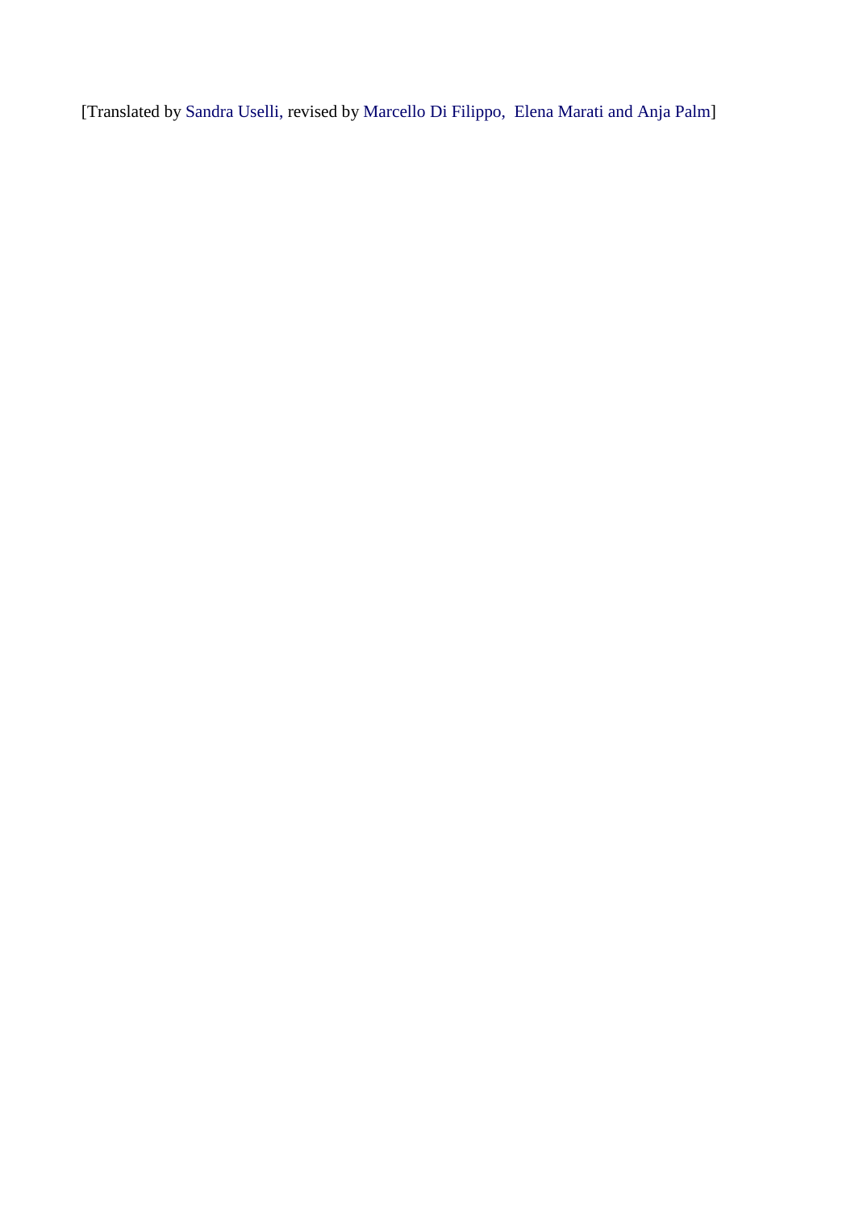[Translated by Sandra Uselli, revised by Marcello Di Filippo,  Elena Marati and Anja Palm]